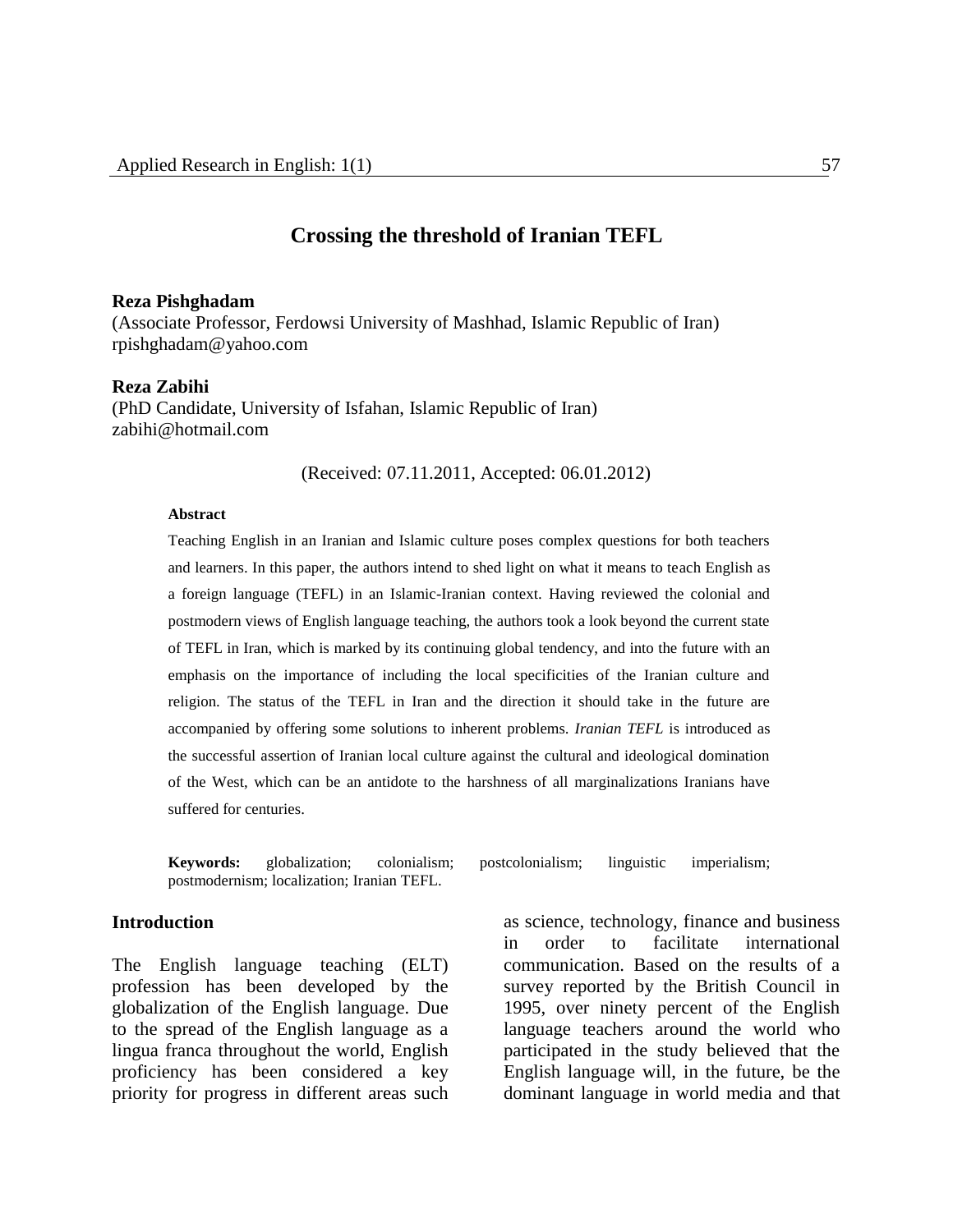# Crossing the threshold of Iranian TEFL

**Reza Pishghadam**
(Associate Professor, Ferdowsi University of Mashhad, Islamic Republic of Iran)
rpishghadam@yahoo.com

**Reza Zabihi**
(PhD Candidate, University of Isfahan, Islamic Republic of Iran)
zabihi@hotmail.com

(Received: 07.11.2011, Accepted: 06.01.2012)

**Abstract**

Teaching English in an Iranian and Islamic culture poses complex questions for both teachers and learners. In this paper, the authors intend to shed light on what it means to teach English as a foreign language (TEFL) in an Islamic-Iranian context. Having reviewed the colonial and postmodern views of English language teaching, the authors took a look beyond the current state of TEFL in Iran, which is marked by its continuing global tendency, and into the future with an emphasis on the importance of including the local specificities of the Iranian culture and religion. The status of the TEFL in Iran and the direction it should take in the future are accompanied by offering some solutions to inherent problems. *Iranian TEFL* is introduced as the successful assertion of Iranian local culture against the cultural and ideological domination of the West, which can be an antidote to the harshness of all marginalizations Iranians have suffered for centuries.

**Keywords:** globalization; colonialism; postcolonialism; linguistic imperialism; postmodernism; localization; Iranian TEFL.

## Introduction

The English language teaching (ELT) profession has been developed by the globalization of the English language. Due to the spread of the English language as a lingua franca throughout the world, English proficiency has been considered a key priority for progress in different areas such as science, technology, finance and business in order to facilitate international communication. Based on the results of a survey reported by the British Council in 1995, over ninety percent of the English language teachers around the world who participated in the study believed that the English language will, in the future, be the dominant language in world media and that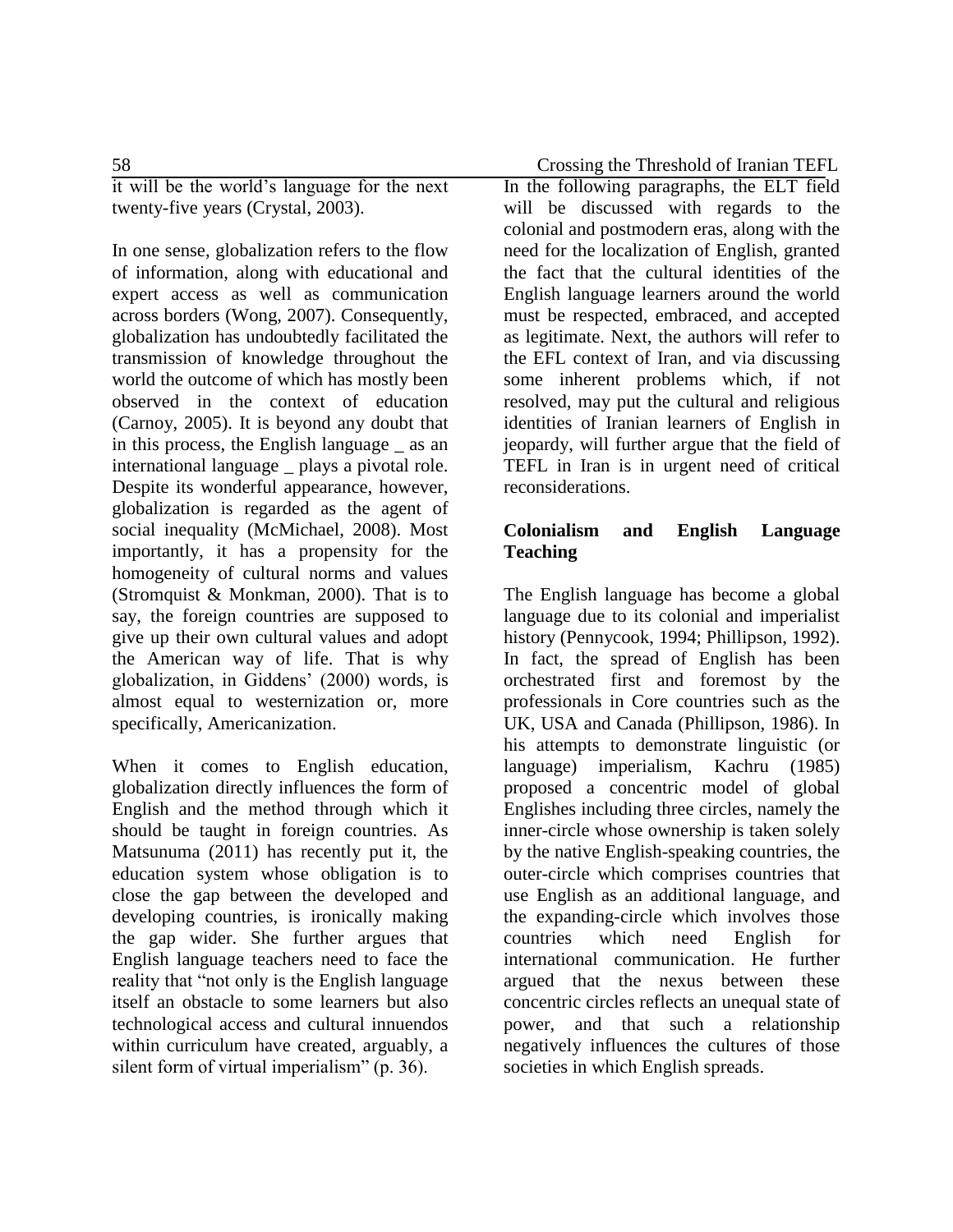it will be the world's language for the next twenty-five years (Crystal, 2003).

In one sense, globalization refers to the flow of information, along with educational and expert access as well as communication across borders (Wong, 2007). Consequently, globalization has undoubtedly facilitated the transmission of knowledge throughout the world the outcome of which has mostly been observed in the context of education (Carnoy, 2005). It is beyond any doubt that in this process, the English language _ as an international language _ plays a pivotal role. Despite its wonderful appearance, however, globalization is regarded as the agent of social inequality (McMichael, 2008). Most importantly, it has a propensity for the homogeneity of cultural norms and values (Stromquist & Monkman, 2000). That is to say, the foreign countries are supposed to give up their own cultural values and adopt the American way of life. That is why globalization, in Giddens' (2000) words, is almost equal to westernization or, more specifically, Americanization.

When it comes to English education, globalization directly influences the form of English and the method through which it should be taught in foreign countries. As Matsunuma (2011) has recently put it, the education system whose obligation is to close the gap between the developed and developing countries, is ironically making the gap wider. She further argues that English language teachers need to face the reality that "not only is the English language itself an obstacle to some learners but also technological access and cultural innuendos within curriculum have created, arguably, a silent form of virtual imperialism" (p. 36).

In the following paragraphs, the ELT field will be discussed with regards to the colonial and postmodern eras, along with the need for the localization of English, granted the fact that the cultural identities of the English language learners around the world must be respected, embraced, and accepted as legitimate. Next, the authors will refer to the EFL context of Iran, and via discussing some inherent problems which, if not resolved, may put the cultural and religious identities of Iranian learners of English in jeopardy, will further argue that the field of TEFL in Iran is in urgent need of critical reconsiderations.

## Colonialism and English Language Teaching

The English language has become a global language due to its colonial and imperialist history (Pennycook, 1994; Phillipson, 1992). In fact, the spread of English has been orchestrated first and foremost by the professionals in Core countries such as the UK, USA and Canada (Phillipson, 1986). In his attempts to demonstrate linguistic (or language) imperialism, Kachru (1985) proposed a concentric model of global Englishes including three circles, namely the inner-circle whose ownership is taken solely by the native English-speaking countries, the outer-circle which comprises countries that use English as an additional language, and the expanding-circle which involves those countries which need English for international communication. He further argued that the nexus between these concentric circles reflects an unequal state of power, and that such a relationship negatively influences the cultures of those societies in which English spreads.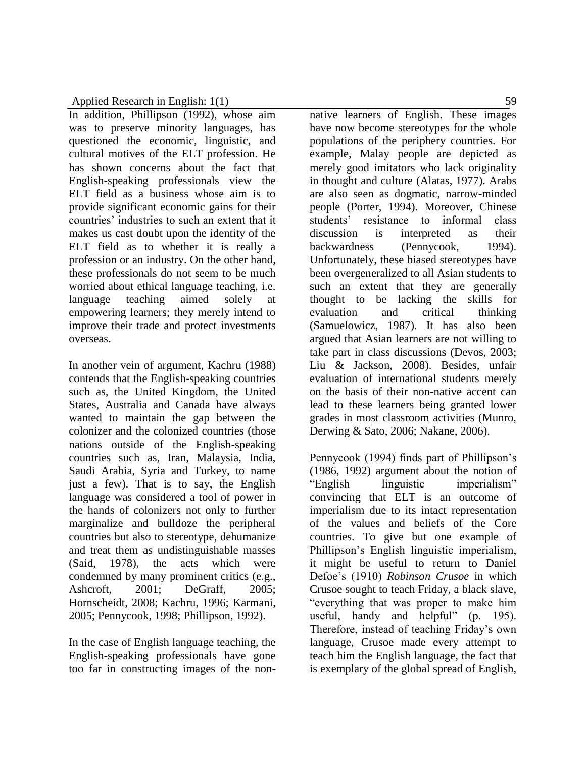In addition, Phillipson (1992), whose aim was to preserve minority languages, has questioned the economic, linguistic, and cultural motives of the ELT profession. He has shown concerns about the fact that English-speaking professionals view the ELT field as a business whose aim is to provide significant economic gains for their countries' industries to such an extent that it makes us cast doubt upon the identity of the ELT field as to whether it is really a profession or an industry. On the other hand, these professionals do not seem to be much worried about ethical language teaching, i.e. language teaching aimed solely at empowering learners; they merely intend to improve their trade and protect investments overseas.

In another vein of argument, Kachru (1988) contends that the English-speaking countries such as, the United Kingdom, the United States, Australia and Canada have always wanted to maintain the gap between the colonizer and the colonized countries (those nations outside of the English-speaking countries such as, Iran, Malaysia, India, Saudi Arabia, Syria and Turkey, to name just a few). That is to say, the English language was considered a tool of power in the hands of colonizers not only to further marginalize and bulldoze the peripheral countries but also to stereotype, dehumanize and treat them as undistinguishable masses (Said, 1978), the acts which were condemned by many prominent critics (e.g., Ashcroft, 2001; DeGraff, 2005; Hornscheidt, 2008; Kachru, 1996; Karmani, 2005; Pennycook, 1998; Phillipson, 1992).

In the case of English language teaching, the English-speaking professionals have gone too far in constructing images of the non-native learners of English. These images have now become stereotypes for the whole populations of the periphery countries. For example, Malay people are depicted as merely good imitators who lack originality in thought and culture (Alatas, 1977). Arabs are also seen as dogmatic, narrow-minded people (Porter, 1994). Moreover, Chinese students' resistance to informal class discussion is interpreted as their backwardness (Pennycook, 1994). Unfortunately, these biased stereotypes have been overgeneralized to all Asian students to such an extent that they are generally thought to be lacking the skills for evaluation and critical thinking (Samuelowicz, 1987). It has also been argued that Asian learners are not willing to take part in class discussions (Devos, 2003; Liu & Jackson, 2008). Besides, unfair evaluation of international students merely on the basis of their non-native accent can lead to these learners being granted lower grades in most classroom activities (Munro, Derwing & Sato, 2006; Nakane, 2006).

Pennycook (1994) finds part of Phillipson's (1986, 1992) argument about the notion of "English linguistic imperialism" convincing that ELT is an outcome of imperialism due to its intact representation of the values and beliefs of the Core countries. To give but one example of Phillipson's English linguistic imperialism, it might be useful to return to Daniel Defoe's (1910) *Robinson Crusoe* in which Crusoe sought to teach Friday, a black slave, "everything that was proper to make him useful, handy and helpful" (p. 195). Therefore, instead of teaching Friday's own language, Crusoe made every attempt to teach him the English language, the fact that is exemplary of the global spread of English,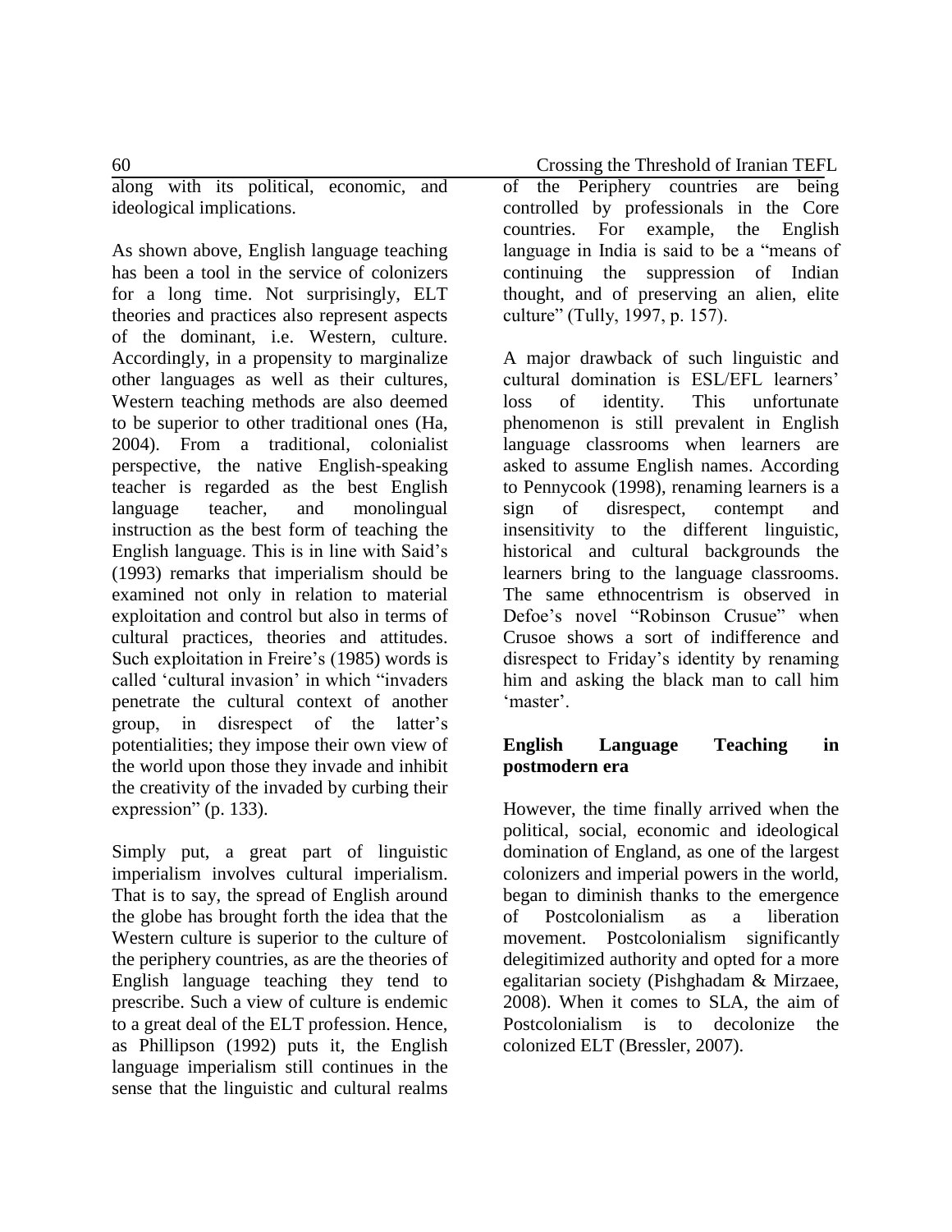along with its political, economic, and ideological implications.

As shown above, English language teaching has been a tool in the service of colonizers for a long time. Not surprisingly, ELT theories and practices also represent aspects of the dominant, i.e. Western, culture. Accordingly, in a propensity to marginalize other languages as well as their cultures, Western teaching methods are also deemed to be superior to other traditional ones (Ha, 2004). From a traditional, colonialist perspective, the native English-speaking teacher is regarded as the best English language teacher, and monolingual instruction as the best form of teaching the English language. This is in line with Said's (1993) remarks that imperialism should be examined not only in relation to material exploitation and control but also in terms of cultural practices, theories and attitudes. Such exploitation in Freire's (1985) words is called 'cultural invasion' in which "invaders penetrate the cultural context of another group, in disrespect of the latter's potentialities; they impose their own view of the world upon those they invade and inhibit the creativity of the invaded by curbing their expression" (p. 133).

Simply put, a great part of linguistic imperialism involves cultural imperialism. That is to say, the spread of English around the globe has brought forth the idea that the Western culture is superior to the culture of the periphery countries, as are the theories of English language teaching they tend to prescribe. Such a view of culture is endemic to a great deal of the ELT profession. Hence, as Phillipson (1992) puts it, the English language imperialism still continues in the sense that the linguistic and cultural realms of the Periphery countries are being controlled by professionals in the Core countries. For example, the English language in India is said to be a "means of continuing the suppression of Indian thought, and of preserving an alien, elite culture" (Tully, 1997, p. 157).

A major drawback of such linguistic and cultural domination is ESL/EFL learners' loss of identity. This unfortunate phenomenon is still prevalent in English language classrooms when learners are asked to assume English names. According to Pennycook (1998), renaming learners is a sign of disrespect, contempt and insensitivity to the different linguistic, historical and cultural backgrounds the learners bring to the language classrooms. The same ethnocentrism is observed in Defoe's novel "Robinson Crusue" when Crusoe shows a sort of indifference and disrespect to Friday's identity by renaming him and asking the black man to call him 'master'.

## English Language Teaching in postmodern era

However, the time finally arrived when the political, social, economic and ideological domination of England, as one of the largest colonizers and imperial powers in the world, began to diminish thanks to the emergence of Postcolonialism as a liberation movement. Postcolonialism significantly delegitimized authority and opted for a more egalitarian society (Pishghadam & Mirzaee, 2008). When it comes to SLA, the aim of Postcolonialism is to decolonize the colonized ELT (Bressler, 2007).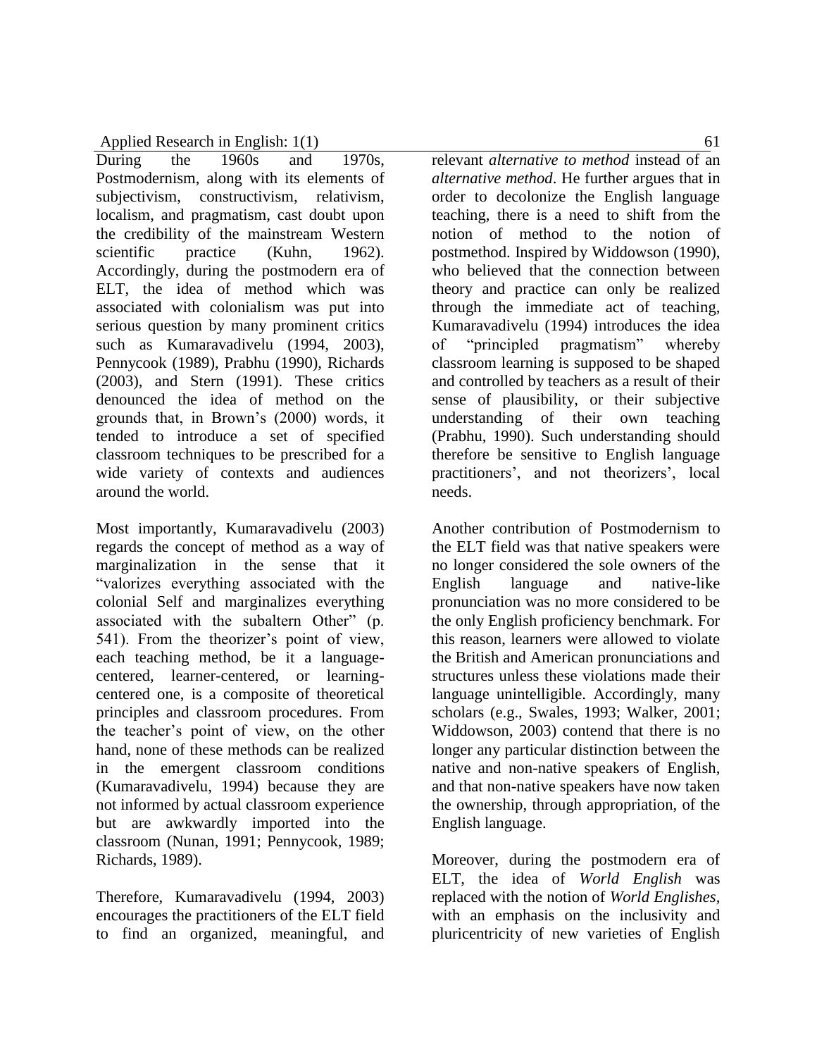During the 1960s and 1970s, Postmodernism, along with its elements of subjectivism, constructivism, relativism, localism, and pragmatism, cast doubt upon the credibility of the mainstream Western scientific practice (Kuhn, 1962). Accordingly, during the postmodern era of ELT, the idea of method which was associated with colonialism was put into serious question by many prominent critics such as Kumaravadivelu (1994, 2003), Pennycook (1989), Prabhu (1990), Richards (2003), and Stern (1991). These critics denounced the idea of method on the grounds that, in Brown's (2000) words, it tended to introduce a set of specified classroom techniques to be prescribed for a wide variety of contexts and audiences around the world.

Most importantly, Kumaravadivelu (2003) regards the concept of method as a way of marginalization in the sense that it "valorizes everything associated with the colonial Self and marginalizes everything associated with the subaltern Other" (p. 541). From the theorizer's point of view, each teaching method, be it a language-centered, learner-centered, or learning-centered one, is a composite of theoretical principles and classroom procedures. From the teacher's point of view, on the other hand, none of these methods can be realized in the emergent classroom conditions (Kumaravadivelu, 1994) because they are not informed by actual classroom experience but are awkwardly imported into the classroom (Nunan, 1991; Pennycook, 1989; Richards, 1989).

Therefore, Kumaravadivelu (1994, 2003) encourages the practitioners of the ELT field to find an organized, meaningful, and relevant *alternative to method* instead of an *alternative method*. He further argues that in order to decolonize the English language teaching, there is a need to shift from the notion of method to the notion of postmethod. Inspired by Widdowson (1990), who believed that the connection between theory and practice can only be realized through the immediate act of teaching, Kumaravadivelu (1994) introduces the idea of "principled pragmatism" whereby classroom learning is supposed to be shaped and controlled by teachers as a result of their sense of plausibility, or their subjective understanding of their own teaching (Prabhu, 1990). Such understanding should therefore be sensitive to English language practitioners', and not theorizers', local needs.

Another contribution of Postmodernism to the ELT field was that native speakers were no longer considered the sole owners of the English language and native-like pronunciation was no more considered to be the only English proficiency benchmark. For this reason, learners were allowed to violate the British and American pronunciations and structures unless these violations made their language unintelligible. Accordingly, many scholars (e.g., Swales, 1993; Walker, 2001; Widdowson, 2003) contend that there is no longer any particular distinction between the native and non-native speakers of English, and that non-native speakers have now taken the ownership, through appropriation, of the English language.

Moreover, during the postmodern era of ELT, the idea of *World English* was replaced with the notion of *World Englishes*, with an emphasis on the inclusivity and pluricentricity of new varieties of English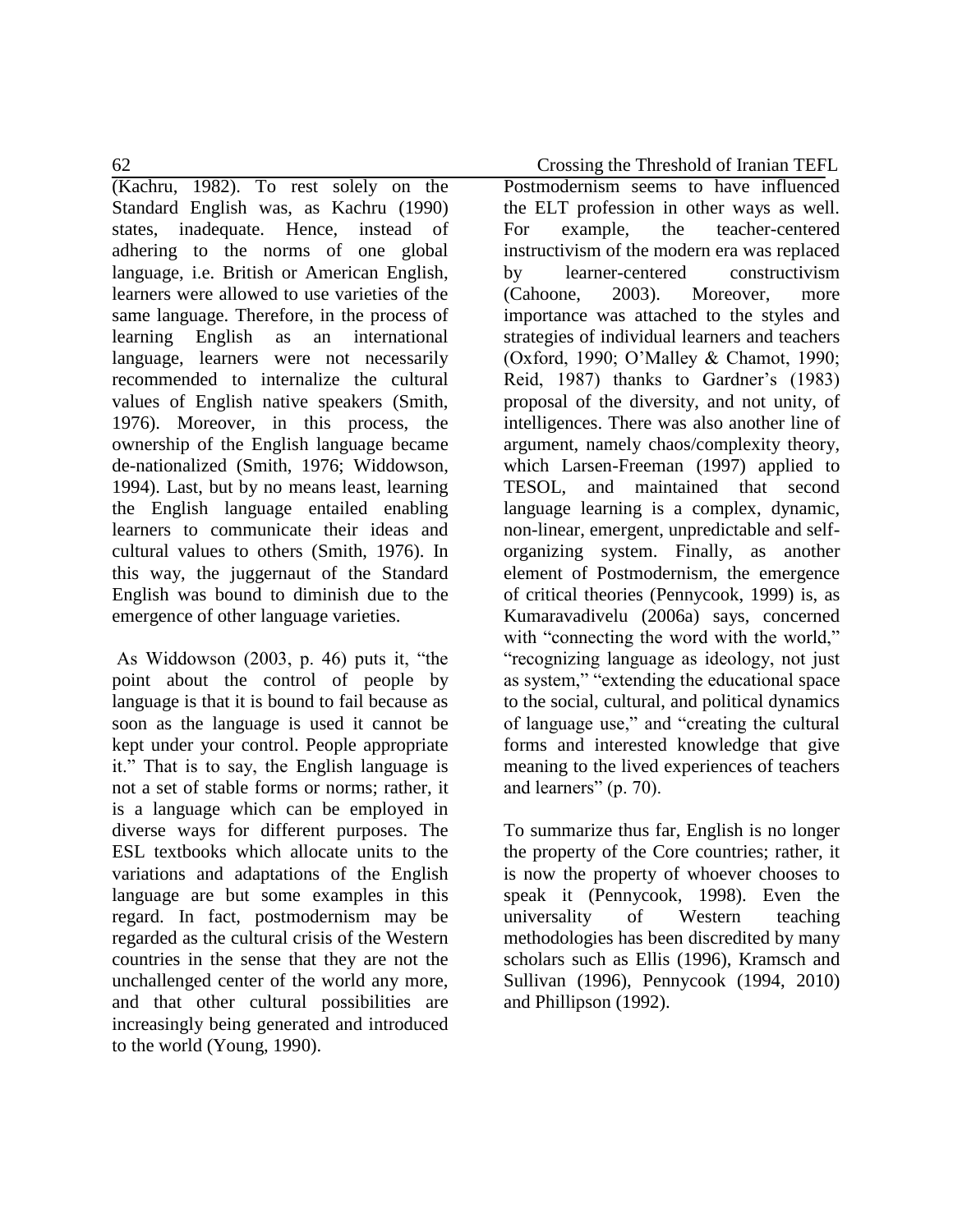(Kachru, 1982). To rest solely on the Standard English was, as Kachru (1990) states, inadequate. Hence, instead of adhering to the norms of one global language, i.e. British or American English, learners were allowed to use varieties of the same language. Therefore, in the process of learning English as an international language, learners were not necessarily recommended to internalize the cultural values of English native speakers (Smith, 1976). Moreover, in this process, the ownership of the English language became de-nationalized (Smith, 1976; Widdowson, 1994). Last, but by no means least, learning the English language entailed enabling learners to communicate their ideas and cultural values to others (Smith, 1976). In this way, the juggernaut of the Standard English was bound to diminish due to the emergence of other language varieties.

As Widdowson (2003, p. 46) puts it, "the point about the control of people by language is that it is bound to fail because as soon as the language is used it cannot be kept under your control. People appropriate it." That is to say, the English language is not a set of stable forms or norms; rather, it is a language which can be employed in diverse ways for different purposes. The ESL textbooks which allocate units to the variations and adaptations of the English language are but some examples in this regard. In fact, postmodernism may be regarded as the cultural crisis of the Western countries in the sense that they are not the unchallenged center of the world any more, and that other cultural possibilities are increasingly being generated and introduced to the world (Young, 1990).

Postmodernism seems to have influenced the ELT profession in other ways as well. For example, the teacher-centered instructivism of the modern era was replaced by learner-centered constructivism (Cahoone, 2003). Moreover, more importance was attached to the styles and strategies of individual learners and teachers (Oxford, 1990; O'Malley & Chamot, 1990; Reid, 1987) thanks to Gardner's (1983) proposal of the diversity, and not unity, of intelligences. There was also another line of argument, namely chaos/complexity theory, which Larsen-Freeman (1997) applied to TESOL, and maintained that second language learning is a complex, dynamic, non-linear, emergent, unpredictable and self-organizing system. Finally, as another element of Postmodernism, the emergence of critical theories (Pennycook, 1999) is, as Kumaravadivelu (2006a) says, concerned with "connecting the word with the world," "recognizing language as ideology, not just as system," "extending the educational space to the social, cultural, and political dynamics of language use," and "creating the cultural forms and interested knowledge that give meaning to the lived experiences of teachers and learners" (p. 70).

To summarize thus far, English is no longer the property of the Core countries; rather, it is now the property of whoever chooses to speak it (Pennycook, 1998). Even the universality of Western teaching methodologies has been discredited by many scholars such as Ellis (1996), Kramsch and Sullivan (1996), Pennycook (1994, 2010) and Phillipson (1992).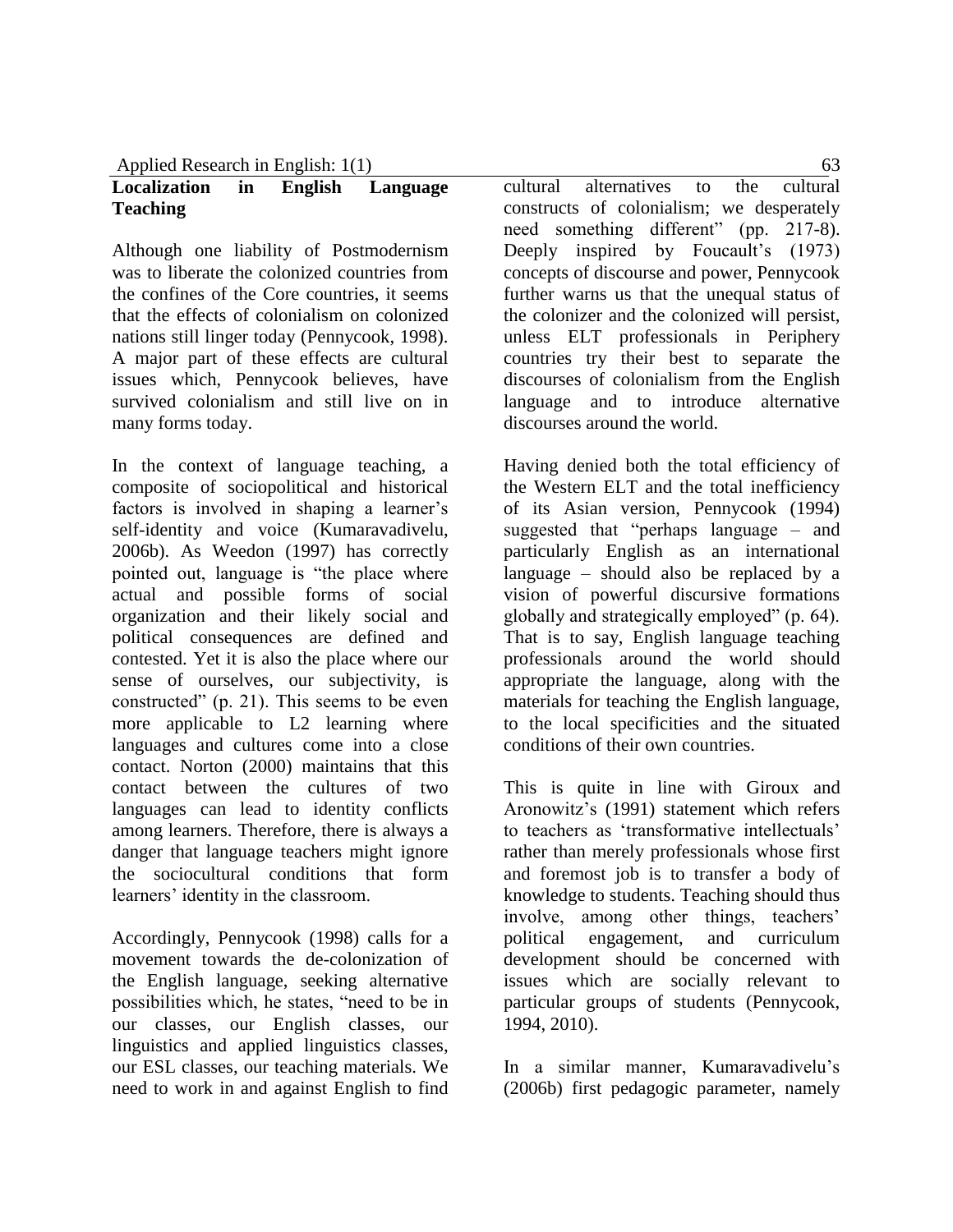## Localization in English Language Teaching

Although one liability of Postmodernism was to liberate the colonized countries from the confines of the Core countries, it seems that the effects of colonialism on colonized nations still linger today (Pennycook, 1998). A major part of these effects are cultural issues which, Pennycook believes, have survived colonialism and still live on in many forms today.

In the context of language teaching, a composite of sociopolitical and historical factors is involved in shaping a learner's self-identity and voice (Kumaravadivelu, 2006b). As Weedon (1997) has correctly pointed out, language is "the place where actual and possible forms of social organization and their likely social and political consequences are defined and contested. Yet it is also the place where our sense of ourselves, our subjectivity, is constructed" (p. 21). This seems to be even more applicable to L2 learning where languages and cultures come into a close contact. Norton (2000) maintains that this contact between the cultures of two languages can lead to identity conflicts among learners. Therefore, there is always a danger that language teachers might ignore the sociocultural conditions that form learners' identity in the classroom.

Accordingly, Pennycook (1998) calls for a movement towards the de-colonization of the English language, seeking alternative possibilities which, he states, "need to be in our classes, our English classes, our linguistics and applied linguistics classes, our ESL classes, our teaching materials. We need to work in and against English to find cultural alternatives to the cultural constructs of colonialism; we desperately need something different" (pp. 217-8). Deeply inspired by Foucault's (1973) concepts of discourse and power, Pennycook further warns us that the unequal status of the colonizer and the colonized will persist, unless ELT professionals in Periphery countries try their best to separate the discourses of colonialism from the English language and to introduce alternative discourses around the world.

Having denied both the total efficiency of the Western ELT and the total inefficiency of its Asian version, Pennycook (1994) suggested that "perhaps language – and particularly English as an international language – should also be replaced by a vision of powerful discursive formations globally and strategically employed" (p. 64). That is to say, English language teaching professionals around the world should appropriate the language, along with the materials for teaching the English language, to the local specificities and the situated conditions of their own countries.

This is quite in line with Giroux and Aronowitz's (1991) statement which refers to teachers as 'transformative intellectuals' rather than merely professionals whose first and foremost job is to transfer a body of knowledge to students. Teaching should thus involve, among other things, teachers' political engagement, and curriculum development should be concerned with issues which are socially relevant to particular groups of students (Pennycook, 1994, 2010).

In a similar manner, Kumaravadivelu's (2006b) first pedagogic parameter, namely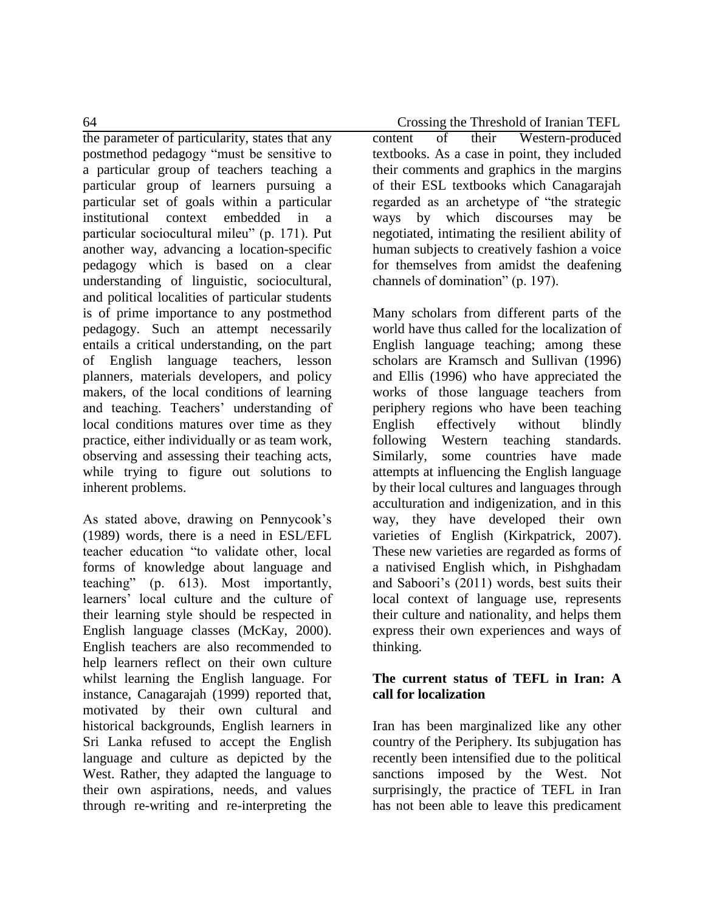the parameter of particularity, states that any postmethod pedagogy "must be sensitive to a particular group of teachers teaching a particular group of learners pursuing a particular set of goals within a particular institutional context embedded in a particular sociocultural mileu" (p. 171). Put another way, advancing a location-specific pedagogy which is based on a clear understanding of linguistic, sociocultural, and political localities of particular students is of prime importance to any postmethod pedagogy. Such an attempt necessarily entails a critical understanding, on the part of English language teachers, lesson planners, materials developers, and policy makers, of the local conditions of learning and teaching. Teachers' understanding of local conditions matures over time as they practice, either individually or as team work, observing and assessing their teaching acts, while trying to figure out solutions to inherent problems.

As stated above, drawing on Pennycook's (1989) words, there is a need in ESL/EFL teacher education "to validate other, local forms of knowledge about language and teaching" (p. 613). Most importantly, learners' local culture and the culture of their learning style should be respected in English language classes (McKay, 2000). English teachers are also recommended to help learners reflect on their own culture whilst learning the English language. For instance, Canagarajah (1999) reported that, motivated by their own cultural and historical backgrounds, English learners in Sri Lanka refused to accept the English language and culture as depicted by the West. Rather, they adapted the language to their own aspirations, needs, and values through re-writing and re-interpreting the content of their Western-produced textbooks. As a case in point, they included their comments and graphics in the margins of their ESL textbooks which Canagarajah regarded as an archetype of "the strategic ways by which discourses may be negotiated, intimating the resilient ability of human subjects to creatively fashion a voice for themselves from amidst the deafening channels of domination" (p. 197).

Many scholars from different parts of the world have thus called for the localization of English language teaching; among these scholars are Kramsch and Sullivan (1996) and Ellis (1996) who have appreciated the works of those language teachers from periphery regions who have been teaching English effectively without blindly following Western teaching standards. Similarly, some countries have made attempts at influencing the English language by their local cultures and languages through acculturation and indigenization, and in this way, they have developed their own varieties of English (Kirkpatrick, 2007). These new varieties are regarded as forms of a nativised English which, in Pishghadam and Saboori's (2011) words, best suits their local context of language use, represents their culture and nationality, and helps them express their own experiences and ways of thinking.

## The current status of TEFL in Iran: A call for localization

Iran has been marginalized like any other country of the Periphery. Its subjugation has recently been intensified due to the political sanctions imposed by the West. Not surprisingly, the practice of TEFL in Iran has not been able to leave this predicament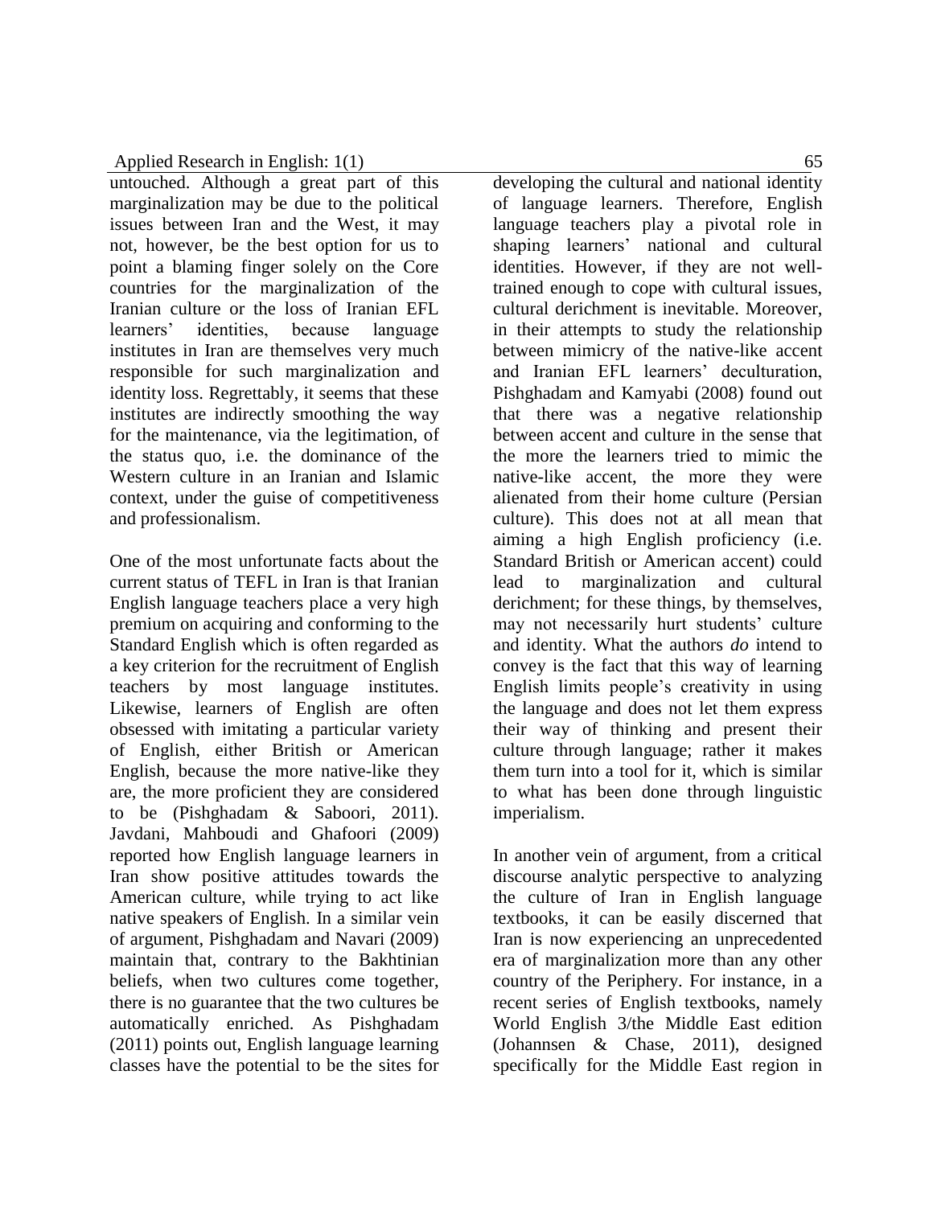untouched. Although a great part of this marginalization may be due to the political issues between Iran and the West, it may not, however, be the best option for us to point a blaming finger solely on the Core countries for the marginalization of the Iranian culture or the loss of Iranian EFL learners' identities, because language institutes in Iran are themselves very much responsible for such marginalization and identity loss. Regrettably, it seems that these institutes are indirectly smoothing the way for the maintenance, via the legitimation, of the status quo, i.e. the dominance of the Western culture in an Iranian and Islamic context, under the guise of competitiveness and professionalism.

One of the most unfortunate facts about the current status of TEFL in Iran is that Iranian English language teachers place a very high premium on acquiring and conforming to the Standard English which is often regarded as a key criterion for the recruitment of English teachers by most language institutes. Likewise, learners of English are often obsessed with imitating a particular variety of English, either British or American English, because the more native-like they are, the more proficient they are considered to be (Pishghadam & Saboori, 2011). Javdani, Mahboudi and Ghafoori (2009) reported how English language learners in Iran show positive attitudes towards the American culture, while trying to act like native speakers of English. In a similar vein of argument, Pishghadam and Navari (2009) maintain that, contrary to the Bakhtinian beliefs, when two cultures come together, there is no guarantee that the two cultures be automatically enriched. As Pishghadam (2011) points out, English language learning classes have the potential to be the sites for developing the cultural and national identity of language learners. Therefore, English language teachers play a pivotal role in shaping learners' national and cultural identities. However, if they are not well-trained enough to cope with cultural issues, cultural derichment is inevitable. Moreover, in their attempts to study the relationship between mimicry of the native-like accent and Iranian EFL learners' deculturation, Pishghadam and Kamyabi (2008) found out that there was a negative relationship between accent and culture in the sense that the more the learners tried to mimic the native-like accent, the more they were alienated from their home culture (Persian culture). This does not at all mean that aiming a high English proficiency (i.e. Standard British or American accent) could lead to marginalization and cultural derichment; for these things, by themselves, may not necessarily hurt students' culture and identity. What the authors *do* intend to convey is the fact that this way of learning English limits people's creativity in using the language and does not let them express their way of thinking and present their culture through language; rather it makes them turn into a tool for it, which is similar to what has been done through linguistic imperialism.

In another vein of argument, from a critical discourse analytic perspective to analyzing the culture of Iran in English language textbooks, it can be easily discerned that Iran is now experiencing an unprecedented era of marginalization more than any other country of the Periphery. For instance, in a recent series of English textbooks, namely World English 3/the Middle East edition (Johannsen & Chase, 2011), designed specifically for the Middle East region in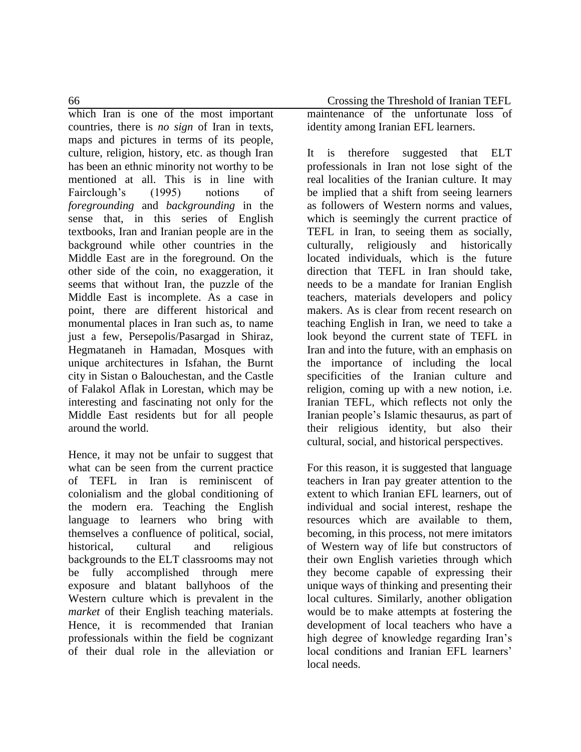which Iran is one of the most important countries, there is *no sign* of Iran in texts, maps and pictures in terms of its people, culture, religion, history, etc. as though Iran has been an ethnic minority not worthy to be mentioned at all. This is in line with Fairclough's (1995) notions of *foregrounding* and *backgrounding* in the sense that, in this series of English textbooks, Iran and Iranian people are in the background while other countries in the Middle East are in the foreground. On the other side of the coin, no exaggeration, it seems that without Iran, the puzzle of the Middle East is incomplete. As a case in point, there are different historical and monumental places in Iran such as, to name just a few, Persepolis/Pasargad in Shiraz, Hegmataneh in Hamadan, Mosques with unique architectures in Isfahan, the Burnt city in Sistan o Balouchestan, and the Castle of Falakol Aflak in Lorestan, which may be interesting and fascinating not only for the Middle East residents but for all people around the world.

Hence, it may not be unfair to suggest that what can be seen from the current practice of TEFL in Iran is reminiscent of colonialism and the global conditioning of the modern era. Teaching the English language to learners who bring with themselves a confluence of political, social, historical, cultural and religious backgrounds to the ELT classrooms may not be fully accomplished through mere exposure and blatant ballyhoos of the Western culture which is prevalent in the *market* of their English teaching materials. Hence, it is recommended that Iranian professionals within the field be cognizant of their dual role in the alleviation or maintenance of the unfortunate loss of identity among Iranian EFL learners.

It is therefore suggested that ELT professionals in Iran not lose sight of the real localities of the Iranian culture. It may be implied that a shift from seeing learners as followers of Western norms and values, which is seemingly the current practice of TEFL in Iran, to seeing them as socially, culturally, religiously and historically located individuals, which is the future direction that TEFL in Iran should take, needs to be a mandate for Iranian English teachers, materials developers and policy makers. As is clear from recent research on teaching English in Iran, we need to take a look beyond the current state of TEFL in Iran and into the future, with an emphasis on the importance of including the local specificities of the Iranian culture and religion, coming up with a new notion, i.e. Iranian TEFL, which reflects not only the Iranian people's Islamic thesaurus, as part of their religious identity, but also their cultural, social, and historical perspectives.

For this reason, it is suggested that language teachers in Iran pay greater attention to the extent to which Iranian EFL learners, out of individual and social interest, reshape the resources which are available to them, becoming, in this process, not mere imitators of Western way of life but constructors of their own English varieties through which they become capable of expressing their unique ways of thinking and presenting their local cultures. Similarly, another obligation would be to make attempts at fostering the development of local teachers who have a high degree of knowledge regarding Iran's local conditions and Iranian EFL learners' local needs.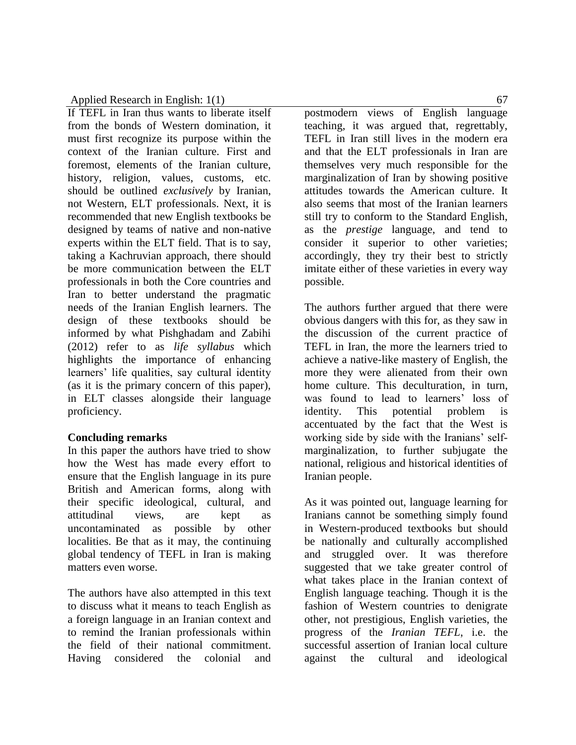If TEFL in Iran thus wants to liberate itself from the bonds of Western domination, it must first recognize its purpose within the context of the Iranian culture. First and foremost, elements of the Iranian culture, history, religion, values, customs, etc. should be outlined *exclusively* by Iranian, not Western, ELT professionals. Next, it is recommended that new English textbooks be designed by teams of native and non-native experts within the ELT field. That is to say, taking a Kachruvian approach, there should be more communication between the ELT professionals in both the Core countries and Iran to better understand the pragmatic needs of the Iranian English learners. The design of these textbooks should be informed by what Pishghadam and Zabihi (2012) refer to as *life syllabus* which highlights the importance of enhancing learners' life qualities, say cultural identity (as it is the primary concern of this paper), in ELT classes alongside their language proficiency.

**Concluding remarks**

In this paper the authors have tried to show how the West has made every effort to ensure that the English language in its pure British and American forms, along with their specific ideological, cultural, and attitudinal views, are kept as uncontaminated as possible by other localities. Be that as it may, the continuing global tendency of TEFL in Iran is making matters even worse.

The authors have also attempted in this text to discuss what it means to teach English as a foreign language in an Iranian context and to remind the Iranian professionals within the field of their national commitment. Having considered the colonial and postmodern views of English language teaching, it was argued that, regrettably, TEFL in Iran still lives in the modern era and that the ELT professionals in Iran are themselves very much responsible for the marginalization of Iran by showing positive attitudes towards the American culture. It also seems that most of the Iranian learners still try to conform to the Standard English, as the *prestige* language, and tend to consider it superior to other varieties; accordingly, they try their best to strictly imitate either of these varieties in every way possible.

The authors further argued that there were obvious dangers with this for, as they saw in the discussion of the current practice of TEFL in Iran, the more the learners tried to achieve a native-like mastery of English, the more they were alienated from their own home culture. This deculturation, in turn, was found to lead to learners' loss of identity. This potential problem is accentuated by the fact that the West is working side by side with the Iranians' self-marginalization, to further subjugate the national, religious and historical identities of Iranian people.

As it was pointed out, language learning for Iranians cannot be something simply found in Western-produced textbooks but should be nationally and culturally accomplished and struggled over. It was therefore suggested that we take greater control of what takes place in the Iranian context of English language teaching. Though it is the fashion of Western countries to denigrate other, not prestigious, English varieties, the progress of the *Iranian TEFL*, i.e. the successful assertion of Iranian local culture against the cultural and ideological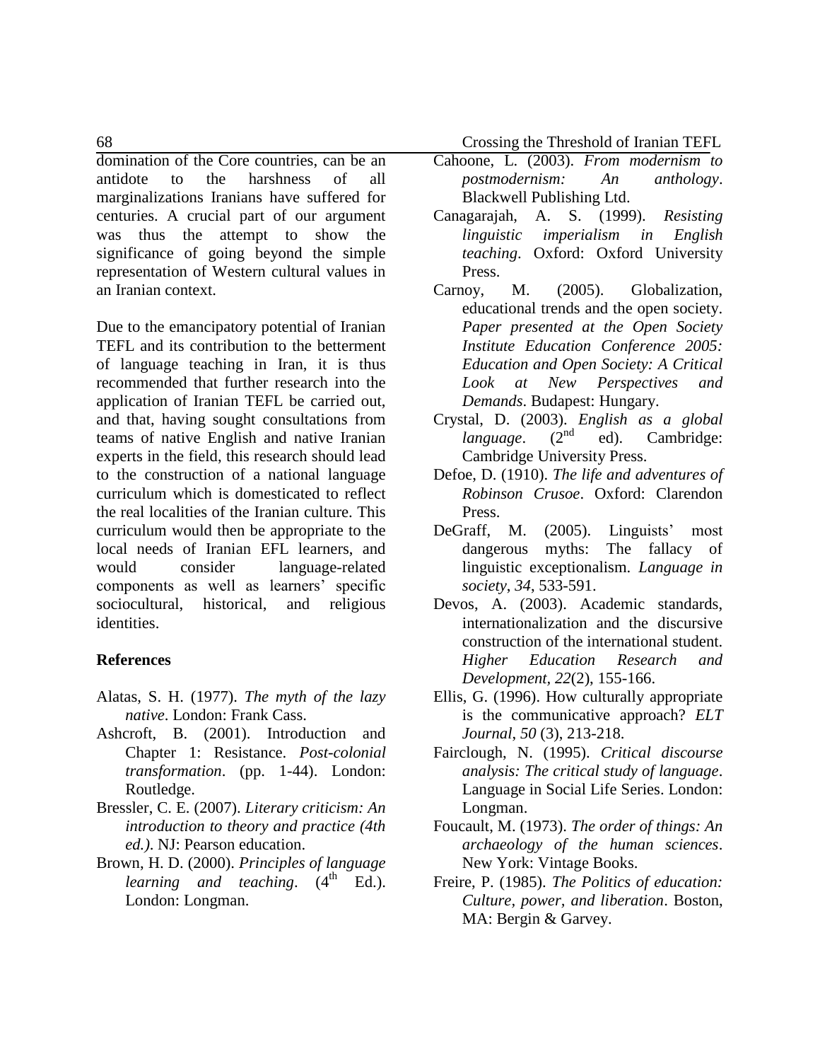domination of the Core countries, can be an antidote to the harshness of all marginalizations Iranians have suffered for centuries. A crucial part of our argument was thus the attempt to show the significance of going beyond the simple representation of Western cultural values in an Iranian context.

Due to the emancipatory potential of Iranian TEFL and its contribution to the betterment of language teaching in Iran, it is thus recommended that further research into the application of Iranian TEFL be carried out, and that, having sought consultations from teams of native English and native Iranian experts in the field, this research should lead to the construction of a national language curriculum which is domesticated to reflect the real localities of the Iranian culture. This curriculum would then be appropriate to the local needs of Iranian EFL learners, and would consider language-related components as well as learners' specific sociocultural, historical, and religious identities.

## References

Alatas, S. H. (1977). *The myth of the lazy native*. London: Frank Cass.

Ashcroft, B. (2001). Introduction and Chapter 1: Resistance. *Post-colonial transformation*. (pp. 1-44). London: Routledge.

Bressler, C. E. (2007). *Literary criticism: An introduction to theory and practice (4th ed.)*. NJ: Pearson education.

Brown, H. D. (2000). *Principles of language learning and teaching*. (4th Ed.). London: Longman.

Cahoone, L. (2003). *From modernism to postmodernism: An anthology*. Blackwell Publishing Ltd.

Canagarajah, A. S. (1999). *Resisting linguistic imperialism in English teaching*. Oxford: Oxford University Press.

Carnoy, M. (2005). Globalization, educational trends and the open society. *Paper presented at the Open Society Institute Education Conference 2005: Education and Open Society: A Critical Look at New Perspectives and Demands*. Budapest: Hungary.

Crystal, D. (2003). *English as a global language*. (2nd ed). Cambridge: Cambridge University Press.

Defoe, D. (1910). *The life and adventures of Robinson Crusoe*. Oxford: Clarendon Press.

DeGraff, M. (2005). Linguists' most dangerous myths: The fallacy of linguistic exceptionalism. *Language in society*, *34*, 533-591.

Devos, A. (2003). Academic standards, internationalization and the discursive construction of the international student. *Higher Education Research and Development*, *22*(2), 155-166.

Ellis, G. (1996). How culturally appropriate is the communicative approach? *ELT Journal, 50* (3), 213-218.

Fairclough, N. (1995). *Critical discourse analysis: The critical study of language*. Language in Social Life Series. London: Longman.

Foucault, M. (1973). *The order of things: An archaeology of the human sciences*. New York: Vintage Books.

Freire, P. (1985). *The Politics of education: Culture, power, and liberation*. Boston, MA: Bergin & Garvey.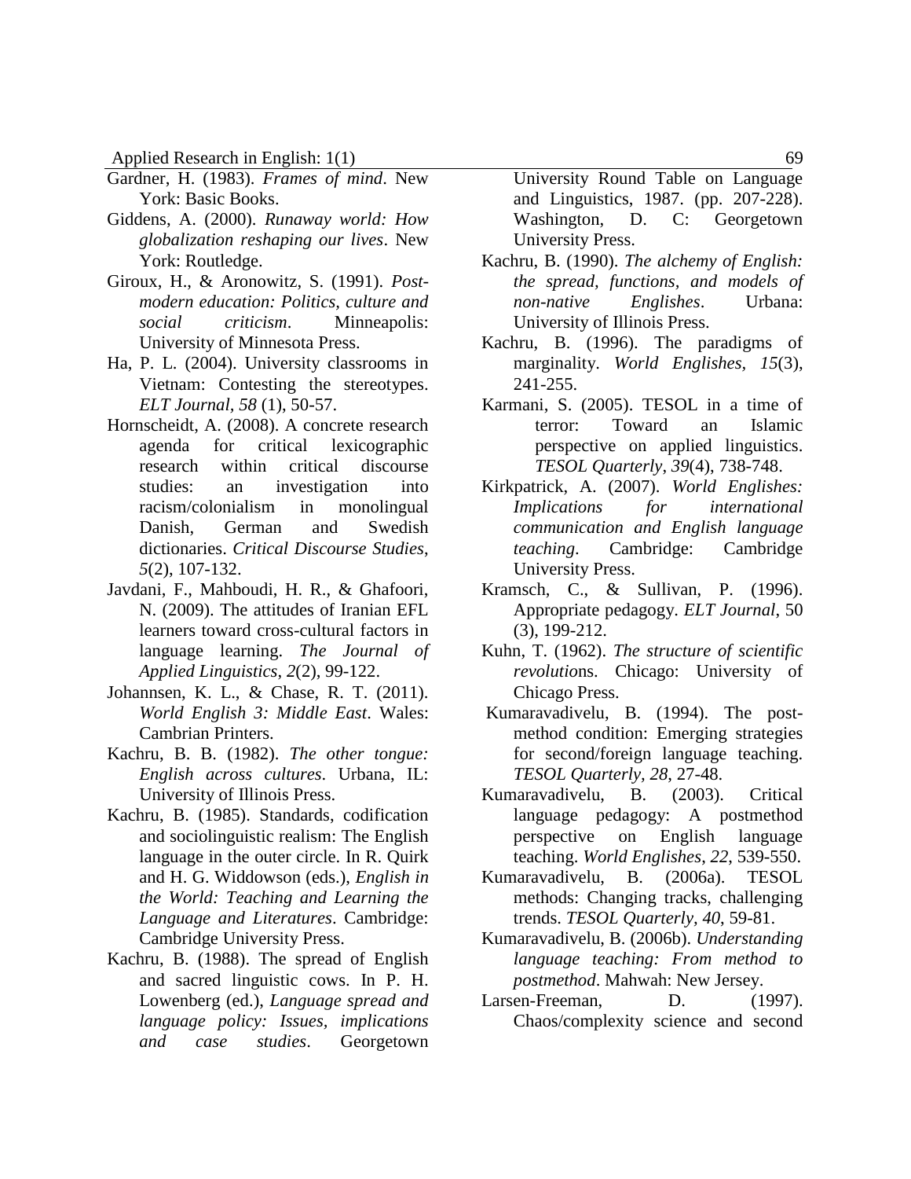Gardner, H. (1983). *Frames of mind*. New York: Basic Books.

Giddens, A. (2000). *Runaway world: How globalization reshaping our lives*. New York: Routledge.

Giroux, H., & Aronowitz, S. (1991). *Post-modern education: Politics, culture and social criticism*. Minneapolis: University of Minnesota Press.

Ha, P. L. (2004). University classrooms in Vietnam: Contesting the stereotypes. *ELT Journal, 58* (1), 50-57.

Hornscheidt, A. (2008). A concrete research agenda for critical lexicographic research within critical discourse studies: an investigation into racism/colonialism in monolingual Danish, German and Swedish dictionaries. *Critical Discourse Studies*, *5*(2), 107-132.

Javdani, F., Mahboudi, H. R., & Ghafoori, N. (2009). The attitudes of Iranian EFL learners toward cross-cultural factors in language learning. *The Journal of Applied Linguistics*, *2*(2), 99-122.

Johannsen, K. L., & Chase, R. T. (2011). *World English 3: Middle East*. Wales: Cambrian Printers.

Kachru, B. B. (1982). *The other tongue: English across cultures*. Urbana, IL: University of Illinois Press.

Kachru, B. (1985). Standards, codification and sociolinguistic realism: The English language in the outer circle. In R. Quirk and H. G. Widdowson (eds.), *English in the World: Teaching and Learning the Language and Literatures*. Cambridge: Cambridge University Press.

Kachru, B. (1988). The spread of English and sacred linguistic cows. In P. H. Lowenberg (ed.), *Language spread and language policy: Issues, implications and case studies*. Georgetown University Round Table on Language and Linguistics, 1987. (pp. 207-228). Washington, D. C: Georgetown University Press.

Kachru, B. (1990). *The alchemy of English: the spread, functions, and models of non-native Englishes*. Urbana: University of Illinois Press.

Kachru, B. (1996). The paradigms of marginality. *World Englishes, 15*(3), 241-255.

Karmani, S. (2005). TESOL in a time of terror: Toward an Islamic perspective on applied linguistics. *TESOL Quarterly*, *39*(4), 738-748.

Kirkpatrick, A. (2007). *World Englishes: Implications for international communication and English language teaching*. Cambridge: Cambridge University Press.

Kramsch, C., & Sullivan, P. (1996). Appropriate pedagogy. *ELT Journal*, 50 (3), 199-212.

Kuhn, T. (1962). *The structure of scientific revolutions*. Chicago: University of Chicago Press.

Kumaravadivelu, B. (1994). The post-method condition: Emerging strategies for second/foreign language teaching. *TESOL Quarterly, 28*, 27-48.

Kumaravadivelu, B. (2003). Critical language pedagogy: A postmethod perspective on English language teaching. *World Englishes*, *22*, 539-550.

Kumaravadivelu, B. (2006a). TESOL methods: Changing tracks, challenging trends. *TESOL Quarterly, 40*, 59-81.

Kumaravadivelu, B. (2006b). *Understanding language teaching: From method to postmethod*. Mahwah: New Jersey.

Larsen-Freeman, D. (1997). Chaos/complexity science and second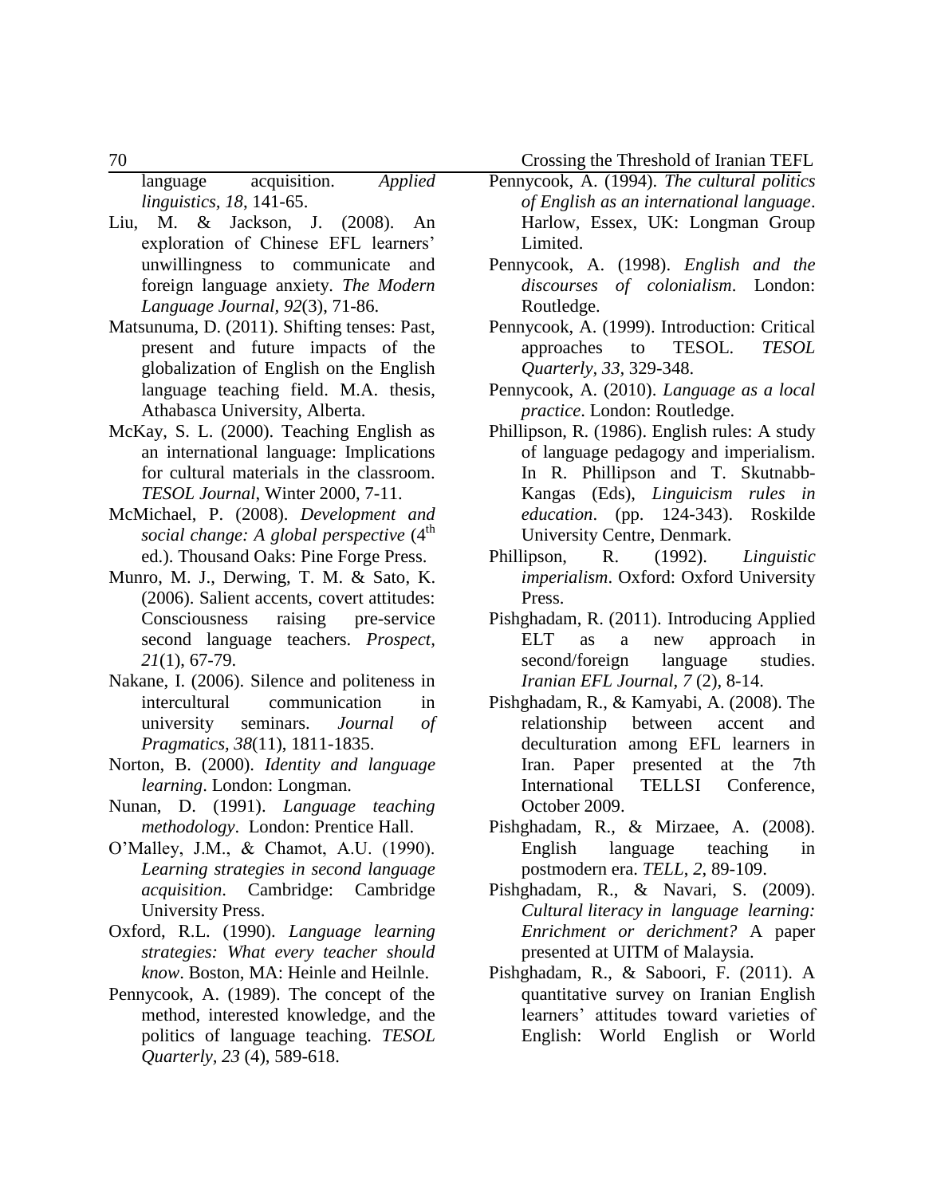language acquisition. *Applied linguistics*, *18*, 141-65.

Liu, M. & Jackson, J. (2008). An exploration of Chinese EFL learners' unwillingness to communicate and foreign language anxiety. *The Modern Language Journal*, *92*(3), 71-86.

Matsunuma, D. (2011). Shifting tenses: Past, present and future impacts of the globalization of English on the English language teaching field. M.A. thesis, Athabasca University, Alberta.

McKay, S. L. (2000). Teaching English as an international language: Implications for cultural materials in the classroom. *TESOL Journal*, Winter 2000, 7-11.

McMichael, P. (2008). *Development and social change: A global perspective* (4th ed.). Thousand Oaks: Pine Forge Press.

Munro, M. J., Derwing, T. M. & Sato, K. (2006). Salient accents, covert attitudes: Consciousness raising pre-service second language teachers. *Prospect, 21*(1), 67-79.

Nakane, I. (2006). Silence and politeness in intercultural communication in university seminars. *Journal of Pragmatics, 38*(11), 1811-1835.

Norton, B. (2000). *Identity and language learning*. London: Longman.

Nunan, D. (1991). *Language teaching methodology*. London: Prentice Hall.

O'Malley, J.M., & Chamot, A.U. (1990). *Learning strategies in second language acquisition*. Cambridge: Cambridge University Press.

Oxford, R.L. (1990). *Language learning strategies: What every teacher should know*. Boston, MA: Heinle and Heilnle.

Pennycook, A. (1989). The concept of the method, interested knowledge, and the politics of language teaching. *TESOL Quarterly, 23* (4), 589-618.

Pennycook, A. (1994). *The cultural politics of English as an international language*. Harlow, Essex, UK: Longman Group Limited.

Pennycook, A. (1998). *English and the discourses of colonialism*. London: Routledge.

Pennycook, A. (1999). Introduction: Critical approaches to TESOL. *TESOL Quarterly, 33*, 329-348.

Pennycook, A. (2010). *Language as a local practice*. London: Routledge.

Phillipson, R. (1986). English rules: A study of language pedagogy and imperialism. In R. Phillipson and T. Skutnabb-Kangas (Eds), *Linguicism rules in education*. (pp. 124-343). Roskilde University Centre, Denmark.

Phillipson, R. (1992). *Linguistic imperialism*. Oxford: Oxford University Press.

Pishghadam, R. (2011). Introducing Applied ELT as a new approach in second/foreign language studies. *Iranian EFL Journal*, *7* (2), 8-14.

Pishghadam, R., & Kamyabi, A. (2008). The relationship between accent and deculturation among EFL learners in Iran. Paper presented at the 7th International TELLSI Conference, October 2009.

Pishghadam, R., & Mirzaee, A. (2008). English language teaching in postmodern era. *TELL*, *2*, 89-109.

Pishghadam, R., & Navari, S. (2009). *Cultural literacy in language learning: Enrichment or derichment?* A paper presented at UITM of Malaysia.

Pishghadam, R., & Saboori, F. (2011). A quantitative survey on Iranian English learners' attitudes toward varieties of English: World English or World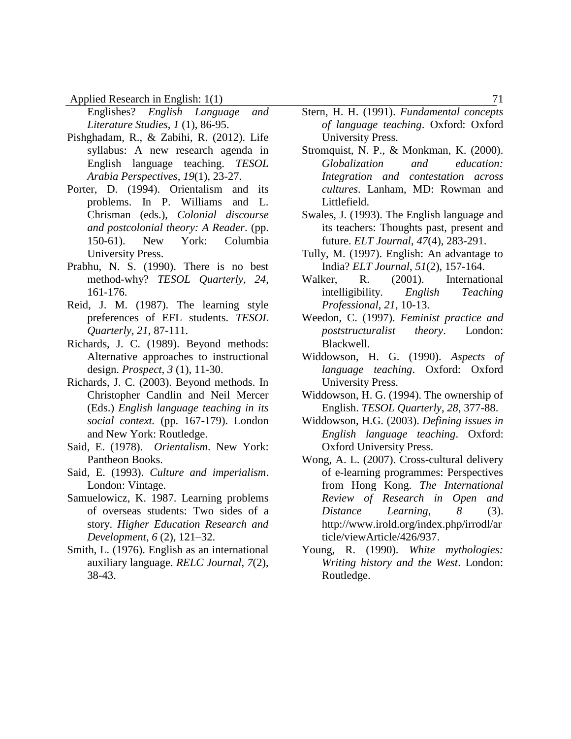Englishes? *English Language and Literature Studies*, *1* (1), 86-95.

Pishghadam, R., & Zabihi, R. (2012). Life syllabus: A new research agenda in English language teaching. *TESOL Arabia Perspectives*, *19*(1), 23-27.

Porter, D. (1994). Orientalism and its problems. In P. Williams and L. Chrisman (eds.), *Colonial discourse and postcolonial theory: A Reader*. (pp. 150-61). New York: Columbia University Press.

Prabhu, N. S. (1990). There is no best method-why? *TESOL Quarterly, 24,* 161-176.

Reid, J. M. (1987). The learning style preferences of EFL students. *TESOL Quarterly, 21*, 87-111.

Richards, J. C. (1989). Beyond methods: Alternative approaches to instructional design. *Prospect, 3* (1), 11-30.

Richards, J. C. (2003). Beyond methods. In Christopher Candlin and Neil Mercer (Eds.) *English language teaching in its social context.* (pp. 167-179). London and New York: Routledge.

Said, E. (1978). *Orientalism*. New York: Pantheon Books.

Said, E. (1993). *Culture and imperialism*. London: Vintage.

Samuelowicz, K. 1987. Learning problems of overseas students: Two sides of a story. *Higher Education Research and Development*, *6* (2), 121–32.

Smith, L. (1976). English as an international auxiliary language. *RELC Journal*, *7*(2), 38-43.

Stern, H. H. (1991). *Fundamental concepts of language teaching*. Oxford: Oxford University Press.

Stromquist, N. P., & Monkman, K. (2000). *Globalization and education: Integration and contestation across cultures*. Lanham, MD: Rowman and Littlefield.

Swales, J. (1993). The English language and its teachers: Thoughts past, present and future. *ELT Journal*, *47*(4), 283-291.

Tully, M. (1997). English: An advantage to India? *ELT Journal*, *51*(2), 157-164.

Walker, R. (2001). International intelligibility. *English Teaching Professional*, *21*, 10-13.

Weedon, C. (1997). *Feminist practice and poststructuralist theory*. London: Blackwell.

Widdowson, H. G. (1990). *Aspects of language teaching*. Oxford: Oxford University Press.

Widdowson, H. G. (1994). The ownership of English. *TESOL Quarterly*, *28*, 377-88.

Widdowson, H.G. (2003). *Defining issues in English language teaching*. Oxford: Oxford University Press.

Wong, A. L. (2007). Cross-cultural delivery of e-learning programmes: Perspectives from Hong Kong. *The International Review of Research in Open and Distance Learning*, *8* (3). http://www.irold.org/index.php/irrodl/article/viewArticle/426/937.

Young, R. (1990). *White mythologies: Writing history and the West*. London: Routledge.